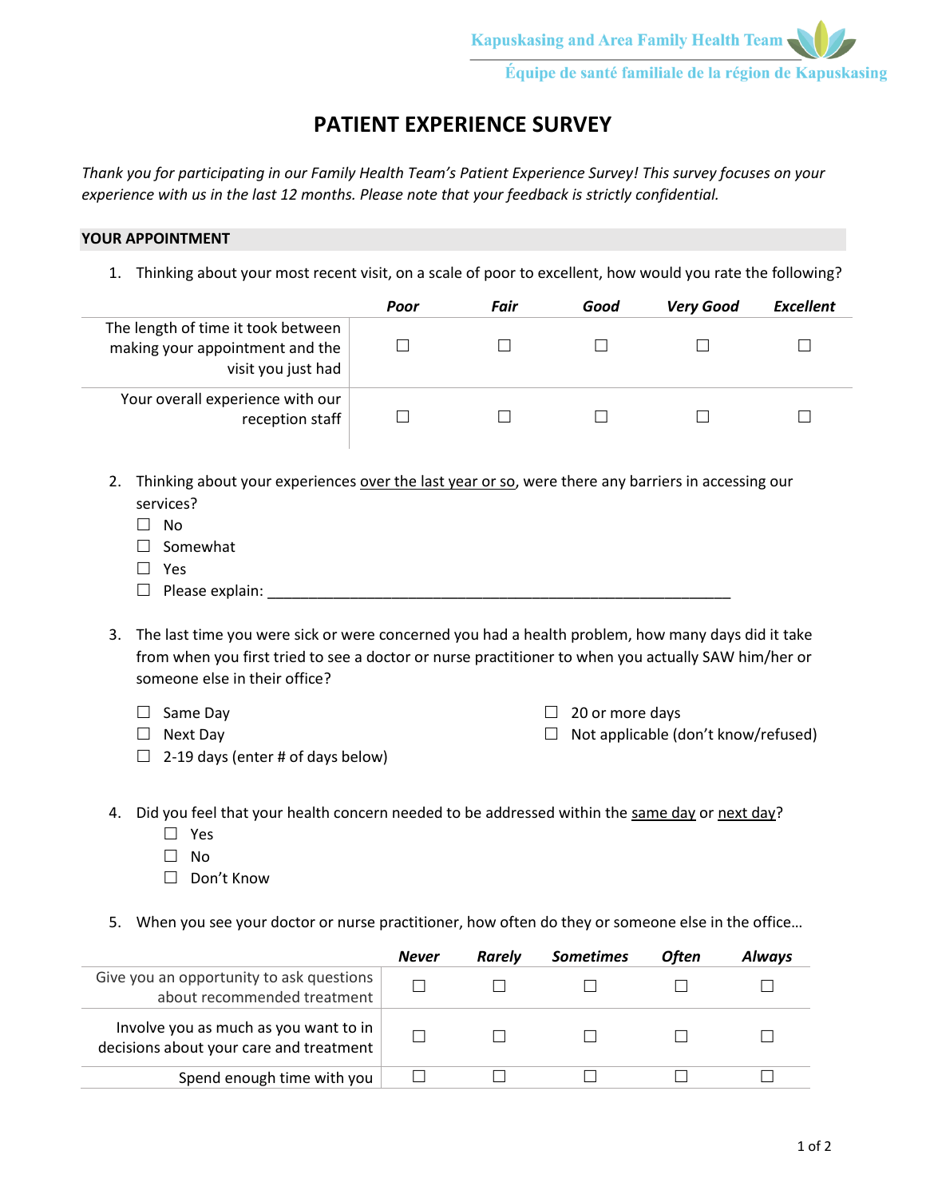Kapuskasing and Area Family Health Team

Équipe de santé familiale de la région de Kapuskasing

# PATIENT EXPERIENCE SURVEY

*Thank you for participating in our Family Health Team's Patient Experience Survey! This survey focuses on your experience with us in the last 12 months. Please note that your feedback is strictly confidential.*

## YOUR APPOINTMENT

1. Thinking about your most recent visit, on a scale of poor to excellent, how would you rate the following?

| | *Poor* | *Fair* | *Good* | *Very Good* | *Excellent* |
|---|---|---|---|---|---|
| The length of time it took between making your appointment and the visit you just had | ☐ | ☐ | ☐ | ☐ | ☐ |
| Your overall experience with our reception staff | ☐ | ☐ | ☐ | ☐ | ☐ |

2. Thinking about your experiences over the last year or so, were there any barriers in accessing our services?
   - ☐ No
   - ☐ Somewhat
   - ☐ Yes
   - ☐ Please explain: ____________________________________________________________

3. The last time you were sick or were concerned you had a health problem, how many days did it take from when you first tried to see a doctor or nurse practitioner to when you actually SAW him/her or someone else in their office?
   - ☐ Same Day
   - ☐ Next Day
   - ☐ 2-19 days (enter # of days below)
   - ☐ 20 or more days
   - ☐ Not applicable (don't know/refused)

4. Did you feel that your health concern needed to be addressed within the same day or next day?
   - ☐ Yes
   - ☐ No
   - ☐ Don't Know

5. When you see your doctor or nurse practitioner, how often do they or someone else in the office…

| | *Never* | *Rarely* | *Sometimes* | *Often* | *Always* |
|---|---|---|---|---|---|
| Give you an opportunity to ask questions about recommended treatment | ☐ | ☐ | ☐ | ☐ | ☐ |
| Involve you as much as you want to in decisions about your care and treatment | ☐ | ☐ | ☐ | ☐ | ☐ |
| Spend enough time with you | ☐ | ☐ | ☐ | ☐ | ☐ |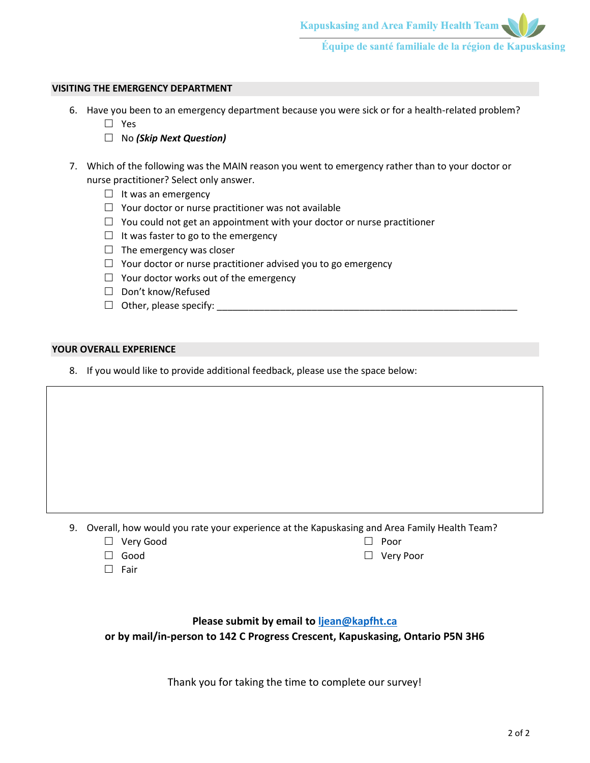## VISITING THE EMERGENCY DEPARTMENT

6. Have you been to an emergency department because you were sick or for a health-related problem?
   - ☐ Yes
   - ☐ No ***(Skip Next Question)***

7. Which of the following was the MAIN reason you went to emergency rather than to your doctor or nurse practitioner? Select only answer.
   - ☐ It was an emergency
   - ☐ Your doctor or nurse practitioner was not available
   - ☐ You could not get an appointment with your doctor or nurse practitioner
   - ☐ It was faster to go to the emergency
   - ☐ The emergency was closer
   - ☐ Your doctor or nurse practitioner advised you to go emergency
   - ☐ Your doctor works out of the emergency
   - ☐ Don't know/Refused
   - ☐ Other, please specify: ___________________________________________________________

## YOUR OVERALL EXPERIENCE

8. If you would like to provide additional feedback, please use the space below:

| |
|---|
| |

9. Overall, how would you rate your experience at the Kapuskasing and Area Family Health Team?
   - ☐ Very Good
   - ☐ Good
   - ☐ Fair
   - ☐ Poor
   - ☐ Very Poor

**Please submit by email to ljean@kapfht.ca**
**or by mail/in-person to 142 C Progress Crescent, Kapuskasing, Ontario P5N 3H6**

Thank you for taking the time to complete our survey!